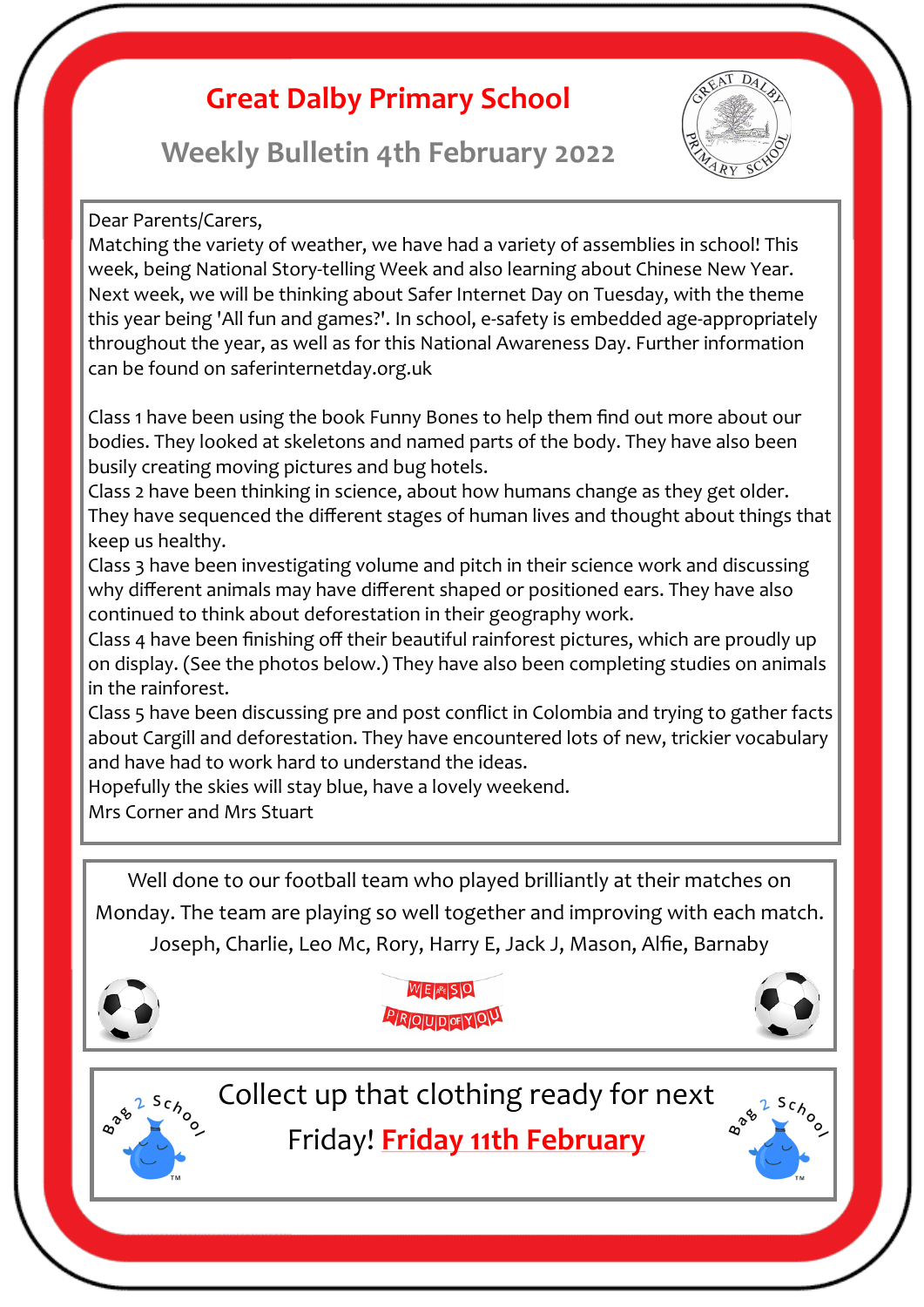# Great Dalby Primary School

## Weekly Bulletin 4th February 2022

Dear Parents/Carers,

Matching the variety of weather, we have had a variety of assemblies in school! This week, being National Story-telling Week and also learning about Chinese New Year. Next week, we will be thinking about Safer Internet Day on Tuesday, with the theme this year being 'All fun and games?'. In school, e-safety is embedded age-appropriately throughout the year, as well as for this National Awareness Day. Further information can be found on saferinternetday.org.uk

Class 1 have been using the book Funny Bones to help them find out more about our bodies. They looked at skeletons and named parts of the body. They have also been busily creating moving pictures and bug hotels.

Class 2 have been thinking in science, about how humans change as they get older. They have sequenced the different stages of human lives and thought about things that keep us healthy.

Class 3 have been investigating volume and pitch in their science work and discussing why different animals may have different shaped or positioned ears. They have also continued to think about deforestation in their geography work.

Class 4 have been finishing off their beautiful rainforest pictures, which are proudly up on display. (See the photos below.) They have also been completing studies on animals in the rainforest.

Class 5 have been discussing pre and post conflict in Colombia and trying to gather facts about Cargill and deforestation. They have encountered lots of new, trickier vocabulary and have had to work hard to understand the ideas.

Hopefully the skies will stay blue, have a lovely weekend.

Mrs Corner and Mrs Stuart

---

Well done to our football team who played brilliantly at their matches on Monday. The team are playing so well together and improving with each match.

Joseph, Charlie, Leo Mc, Rory, Harry E, Jack J, Mason, Alfie, Barnaby

WE SO PROUD OF YOU

---

Collect up that clothing ready for next Friday! **Friday 11th February**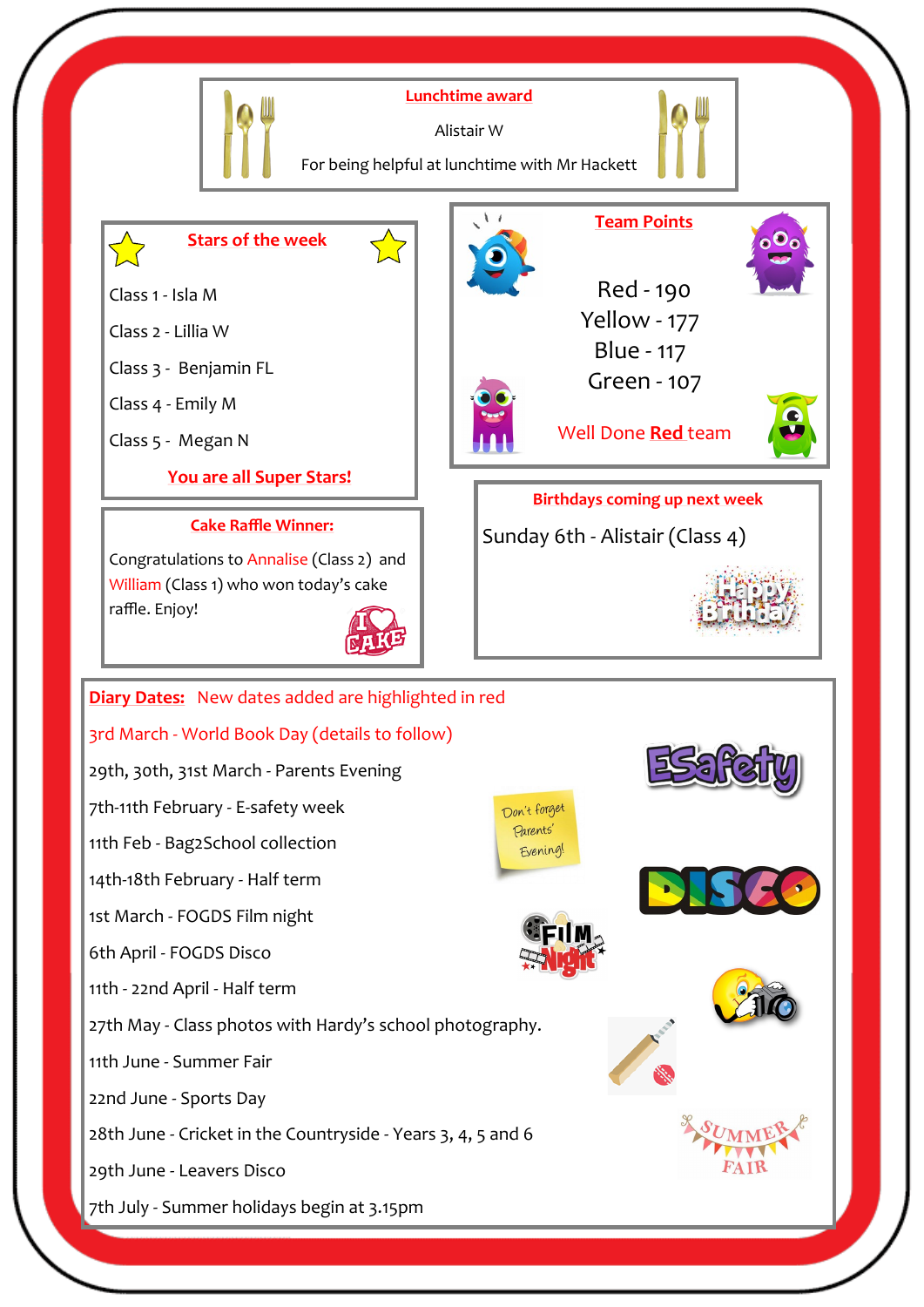## Lunchtime award

Alistair W

For being helpful at lunchtime with Mr Hackett

## Stars of the week

Class 1 - Isla M

Class 2 - Lillia W

Class 3 - Benjamin FL

Class 4 - Emily M

Class 5 - Megan N

**You are all Super Stars!**

## Team Points

Red - 190

Yellow - 177

Blue - 117

Green - 107

Well Done **Red** team

## Cake Raffle Winner:

Congratulations to Annalise (Class 2) and William (Class 1) who won today's cake raffle. Enjoy!

## Birthdays coming up next week

Sunday 6th - Alistair (Class 4)

## Diary Dates: New dates added are highlighted in red

3rd March - World Book Day (details to follow)

29th, 30th, 31st March - Parents Evening

7th-11th February - E-safety week

11th Feb - Bag2School collection

14th-18th February - Half term

1st March - FOGDS Film night

6th April - FOGDS Disco

11th - 22nd April - Half term

27th May - Class photos with Hardy's school photography.

11th June - Summer Fair

22nd June - Sports Day

28th June - Cricket in the Countryside - Years 3, 4, 5 and 6

29th June - Leavers Disco

7th July - Summer holidays begin at 3.15pm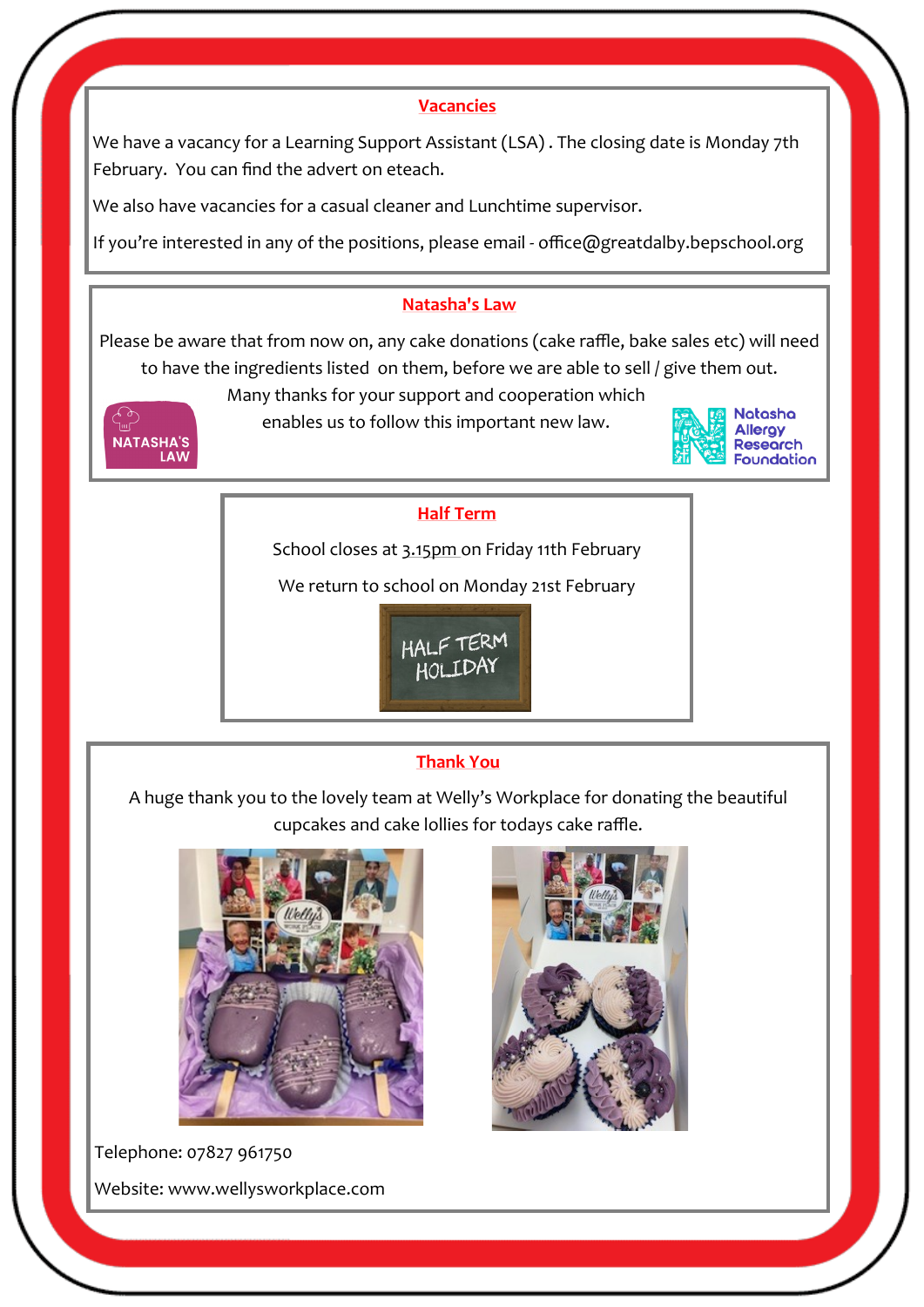## Vacancies

We have a vacancy for a Learning Support Assistant (LSA) . The closing date is Monday 7th February. You can find the advert on eteach.

We also have vacancies for a casual cleaner and Lunchtime supervisor.

If you're interested in any of the positions, please email - office@greatdalby.bepschool.org

## Natasha's Law

Please be aware that from now on, any cake donations (cake raffle, bake sales etc) will need to have the ingredients listed on them, before we are able to sell / give them out.

Many thanks for your support and cooperation which enables us to follow this important new law.

## Half Term

School closes at 3.15pm on Friday 11th February

We return to school on Monday 21st February

## Thank You

A huge thank you to the lovely team at Welly's Workplace for donating the beautiful cupcakes and cake lollies for todays cake raffle.

Telephone: 07827 961750

Website: www.wellysworkplace.com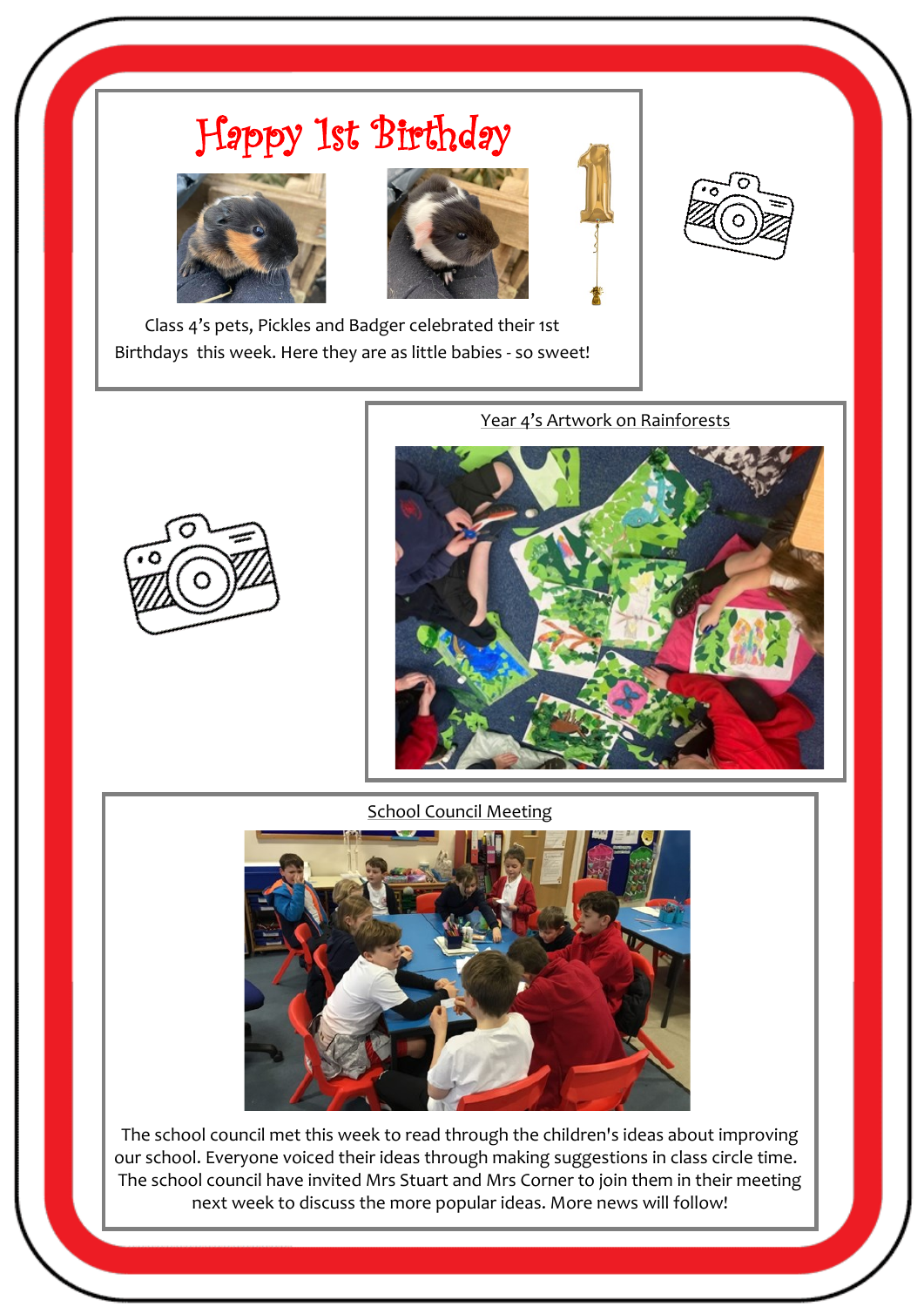## Happy 1st Birthday

Class 4's pets, Pickles and Badger celebrated their 1st Birthdays this week. Here they are as little babies - so sweet!

Year 4's Artwork on Rainforests

School Council Meeting

The school council met this week to read through the children's ideas about improving our school. Everyone voiced their ideas through making suggestions in class circle time. The school council have invited Mrs Stuart and Mrs Corner to join them in their meeting next week to discuss the more popular ideas. More news will follow!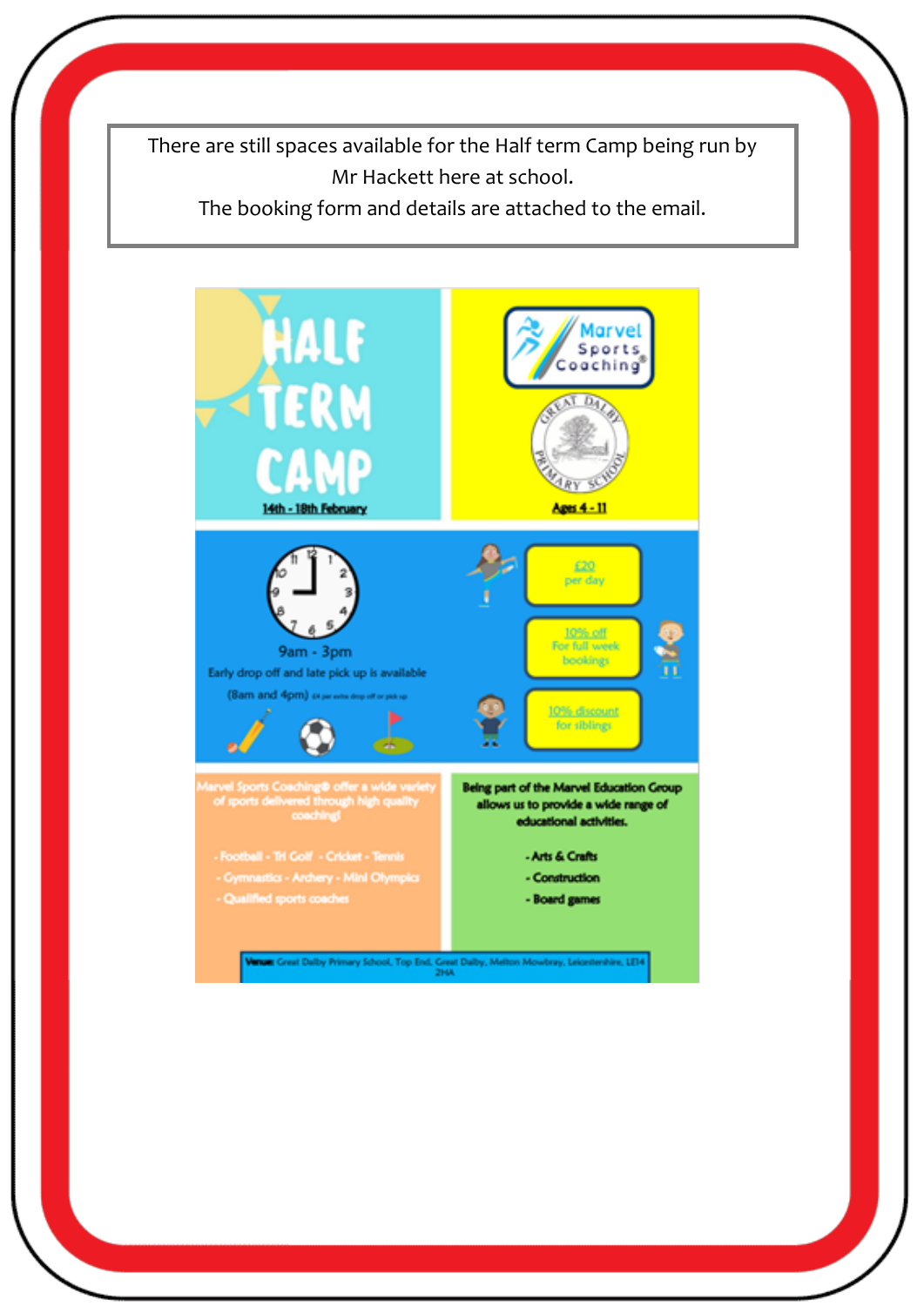There are still spaces available for the Half term Camp being run by Mr Hackett here at school.

The booking form and details are attached to the email.

# HALF TERM CAMP

14th - 18th February

Marvel Sports Coaching®

GREAT DALBY PRIMARY SCHOOL

Ages 4 - 11

9am - 3pm

Early drop off and late pick up is available

(8am and 4pm) £4 per extra drop off or pick up

£20 per day

10% off For full week bookings

10% discount for siblings

Marvel Sports Coaching® offer a wide variety of sports delivered through high quality coaching!

- Football - Tri Golf - Cricket - Tennis
- Gymnastics - Archery - Mini Olympics
- Qualified sports coaches

Being part of the Marvel Education Group allows us to provide a wide range of educational activities.

- Arts & Crafts
- Construction
- Board games

**Venue:** Great Dalby Primary School, Top End, Great Dalby, Melton Mowbray, Leicestershire, LE14 2HA